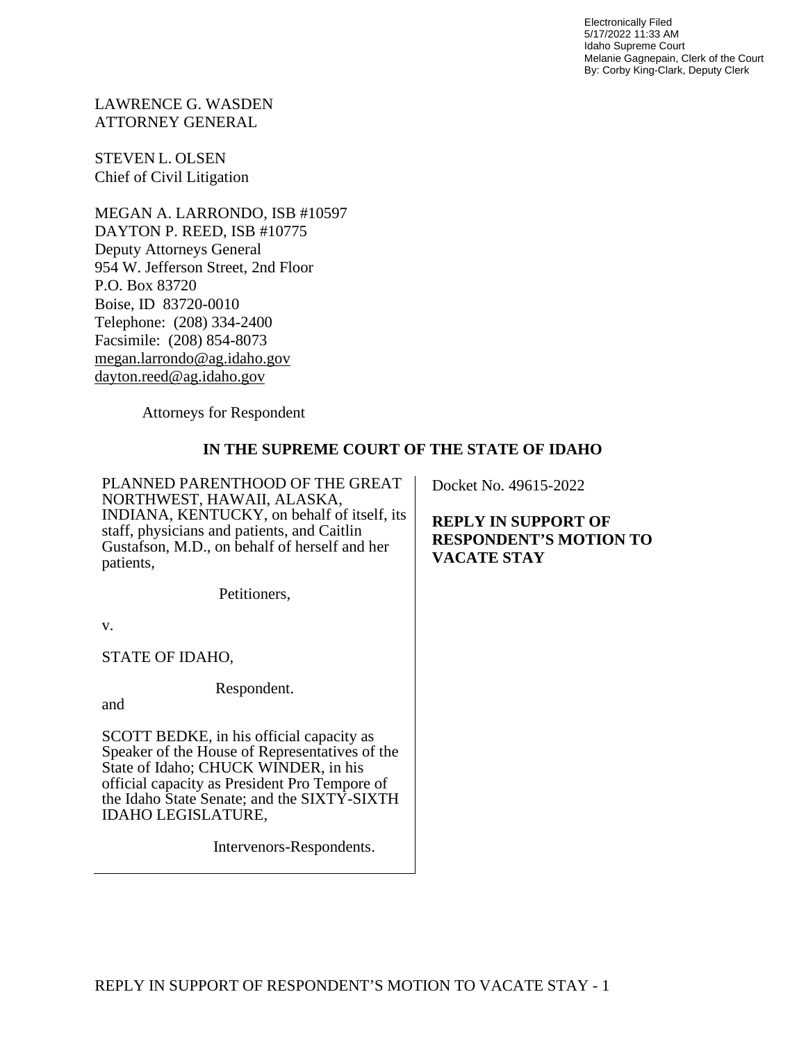Electronically Filed
5/17/2022 11:33 AM
Idaho Supreme Court
Melanie Gagnepain, Clerk of the Court
By: Corby King-Clark, Deputy Clerk

LAWRENCE G. WASDEN
ATTORNEY GENERAL

STEVEN L. OLSEN
Chief of Civil Litigation

MEGAN A. LARRONDO, ISB #10597
DAYTON P. REED, ISB #10775
Deputy Attorneys General
954 W. Jefferson Street, 2nd Floor
P.O. Box 83720
Boise, ID 83720-0010
Telephone: (208) 334-2400
Facsimile: (208) 854-8073
megan.larrondo@ag.idaho.gov
dayton.reed@ag.idaho.gov

Attorneys for Respondent

**IN THE SUPREME COURT OF THE STATE OF IDAHO**

PLANNED PARENTHOOD OF THE GREAT NORTHWEST, HAWAII, ALASKA, INDIANA, KENTUCKY, on behalf of itself, its staff, physicians and patients, and Caitlin Gustafson, M.D., on behalf of herself and her patients,

Petitioners,

v.

STATE OF IDAHO,

Respondent.

and

SCOTT BEDKE, in his official capacity as Speaker of the House of Representatives of the State of Idaho; CHUCK WINDER, in his official capacity as President Pro Tempore of the Idaho State Senate; and the SIXTY-SIXTH IDAHO LEGISLATURE,

Intervenors-Respondents.

Docket No. 49615-2022

**REPLY IN SUPPORT OF RESPONDENT'S MOTION TO VACATE STAY**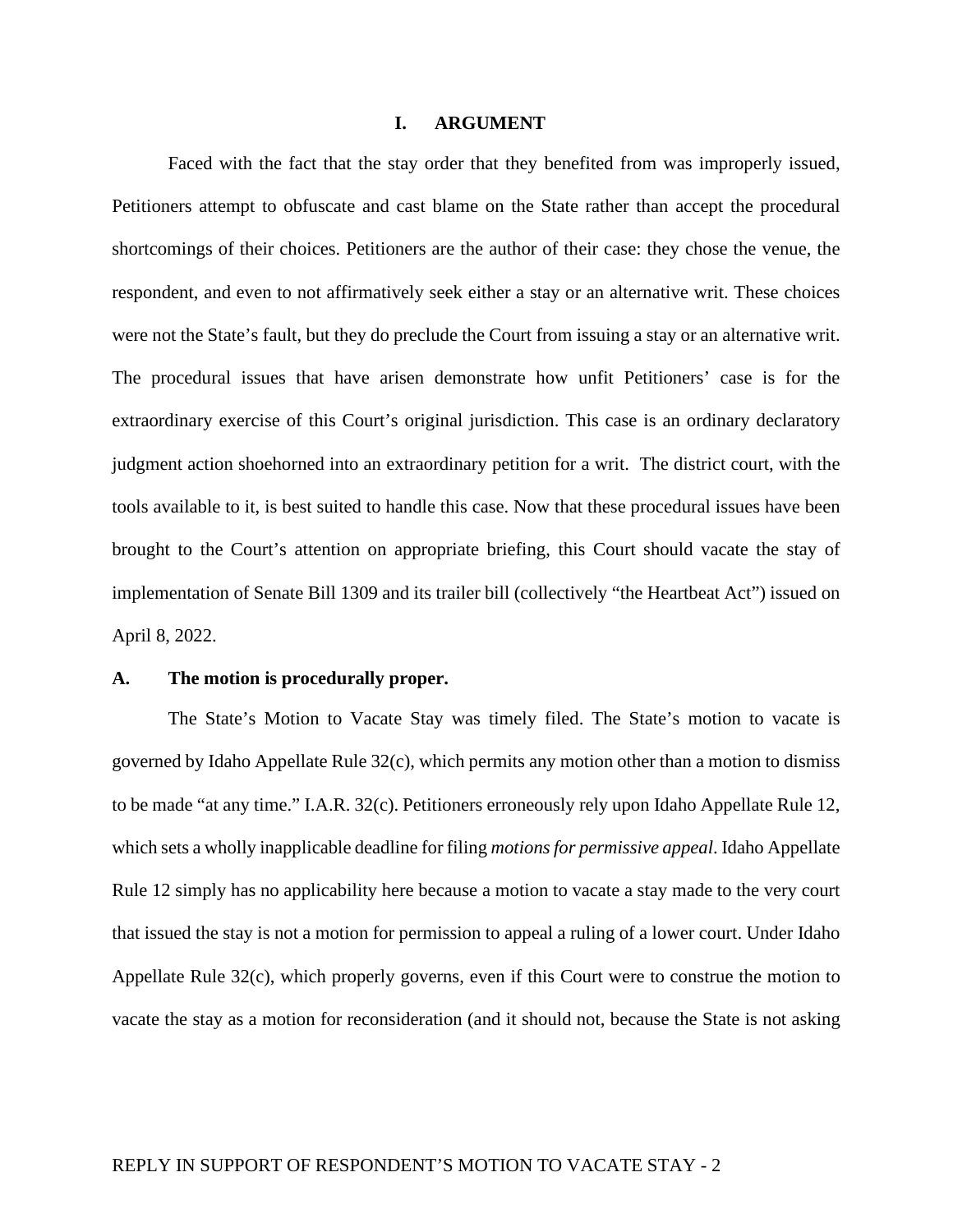# I. ARGUMENT

Faced with the fact that the stay order that they benefited from was improperly issued, Petitioners attempt to obfuscate and cast blame on the State rather than accept the procedural shortcomings of their choices. Petitioners are the author of their case: they chose the venue, the respondent, and even to not affirmatively seek either a stay or an alternative writ. These choices were not the State's fault, but they do preclude the Court from issuing a stay or an alternative writ. The procedural issues that have arisen demonstrate how unfit Petitioners' case is for the extraordinary exercise of this Court's original jurisdiction. This case is an ordinary declaratory judgment action shoehorned into an extraordinary petition for a writ. The district court, with the tools available to it, is best suited to handle this case. Now that these procedural issues have been brought to the Court's attention on appropriate briefing, this Court should vacate the stay of implementation of Senate Bill 1309 and its trailer bill (collectively "the Heartbeat Act") issued on April 8, 2022.

## A. The motion is procedurally proper.

The State's Motion to Vacate Stay was timely filed. The State's motion to vacate is governed by Idaho Appellate Rule 32(c), which permits any motion other than a motion to dismiss to be made "at any time." I.A.R. 32(c). Petitioners erroneously rely upon Idaho Appellate Rule 12, which sets a wholly inapplicable deadline for filing *motions for permissive appeal*. Idaho Appellate Rule 12 simply has no applicability here because a motion to vacate a stay made to the very court that issued the stay is not a motion for permission to appeal a ruling of a lower court. Under Idaho Appellate Rule 32(c), which properly governs, even if this Court were to construe the motion to vacate the stay as a motion for reconsideration (and it should not, because the State is not asking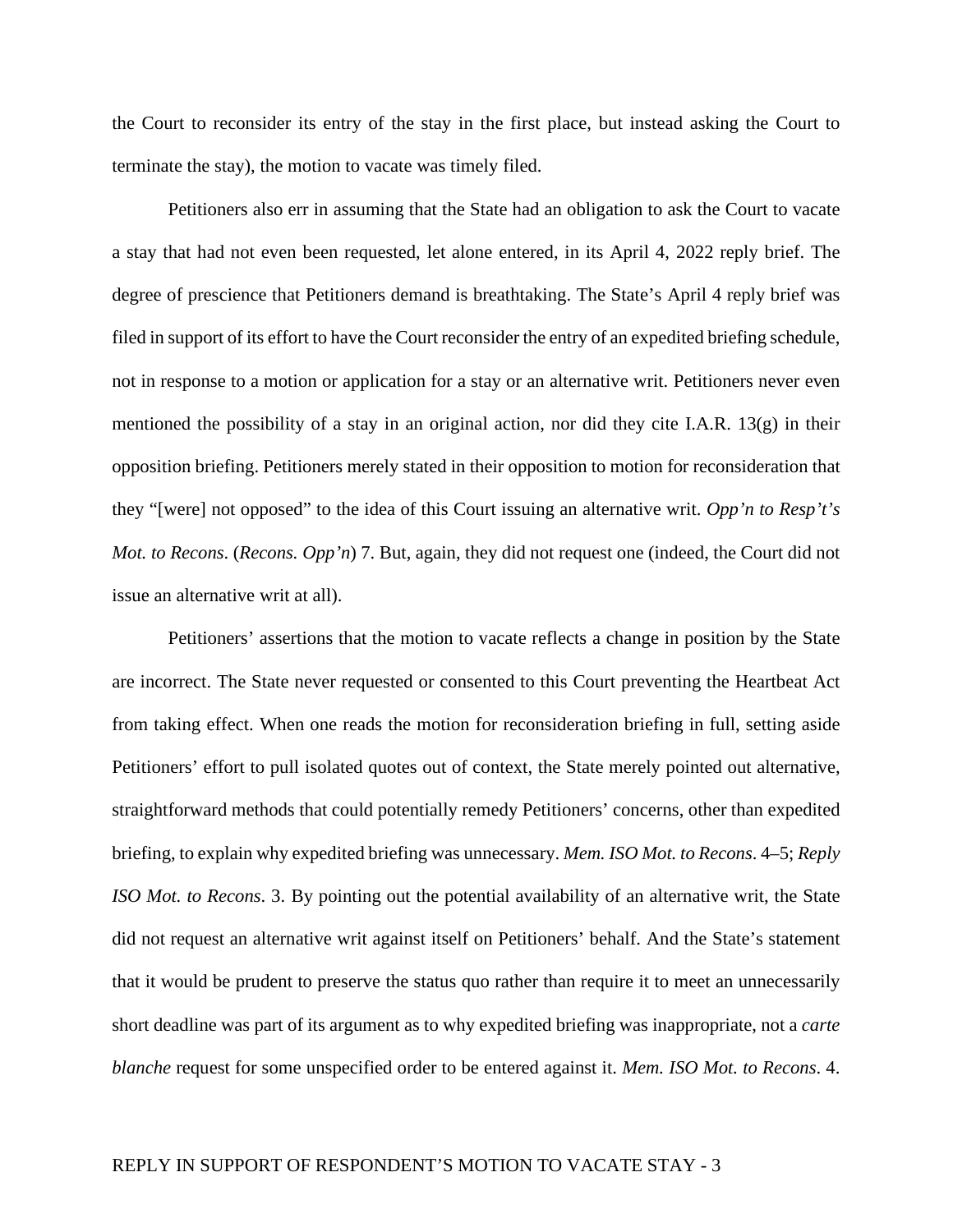the Court to reconsider its entry of the stay in the first place, but instead asking the Court to terminate the stay), the motion to vacate was timely filed.

Petitioners also err in assuming that the State had an obligation to ask the Court to vacate a stay that had not even been requested, let alone entered, in its April 4, 2022 reply brief. The degree of prescience that Petitioners demand is breathtaking. The State's April 4 reply brief was filed in support of its effort to have the Court reconsider the entry of an expedited briefing schedule, not in response to a motion or application for a stay or an alternative writ. Petitioners never even mentioned the possibility of a stay in an original action, nor did they cite I.A.R. 13(g) in their opposition briefing. Petitioners merely stated in their opposition to motion for reconsideration that they "[were] not opposed" to the idea of this Court issuing an alternative writ. *Opp'n to Resp't's Mot. to Recons*. (*Recons. Opp'n*) 7. But, again, they did not request one (indeed, the Court did not issue an alternative writ at all).

Petitioners' assertions that the motion to vacate reflects a change in position by the State are incorrect. The State never requested or consented to this Court preventing the Heartbeat Act from taking effect. When one reads the motion for reconsideration briefing in full, setting aside Petitioners' effort to pull isolated quotes out of context, the State merely pointed out alternative, straightforward methods that could potentially remedy Petitioners' concerns, other than expedited briefing, to explain why expedited briefing was unnecessary. *Mem. ISO Mot. to Recons*. 4–5; *Reply ISO Mot. to Recons*. 3. By pointing out the potential availability of an alternative writ, the State did not request an alternative writ against itself on Petitioners' behalf. And the State's statement that it would be prudent to preserve the status quo rather than require it to meet an unnecessarily short deadline was part of its argument as to why expedited briefing was inappropriate, not a *carte blanche* request for some unspecified order to be entered against it. *Mem. ISO Mot. to Recons*. 4.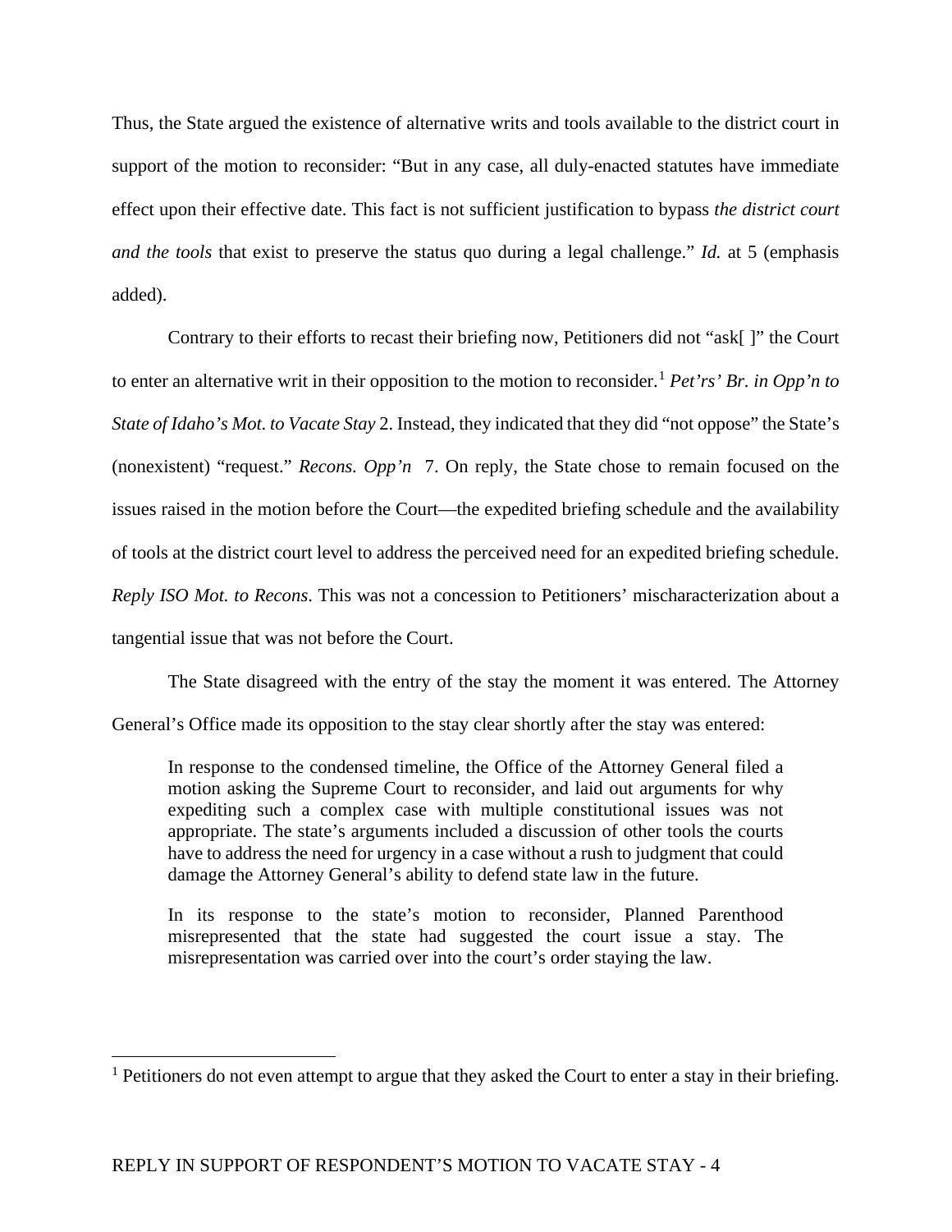Thus, the State argued the existence of alternative writs and tools available to the district court in support of the motion to reconsider: "But in any case, all duly-enacted statutes have immediate effect upon their effective date. This fact is not sufficient justification to bypass *the district court and the tools* that exist to preserve the status quo during a legal challenge." *Id.* at 5 (emphasis added).

Contrary to their efforts to recast their briefing now, Petitioners did not "ask[ ]" the Court to enter an alternative writ in their opposition to the motion to reconsider.[1] *Pet'rs' Br. in Opp'n to State of Idaho's Mot. to Vacate Stay* 2. Instead, they indicated that they did "not oppose" the State's (nonexistent) "request." *Recons. Opp'n* 7. On reply, the State chose to remain focused on the issues raised in the motion before the Court—the expedited briefing schedule and the availability of tools at the district court level to address the perceived need for an expedited briefing schedule. *Reply ISO Mot. to Recons*. This was not a concession to Petitioners' mischaracterization about a tangential issue that was not before the Court.

The State disagreed with the entry of the stay the moment it was entered. The Attorney General's Office made its opposition to the stay clear shortly after the stay was entered:

> In response to the condensed timeline, the Office of the Attorney General filed a motion asking the Supreme Court to reconsider, and laid out arguments for why expediting such a complex case with multiple constitutional issues was not appropriate. The state's arguments included a discussion of other tools the courts have to address the need for urgency in a case without a rush to judgment that could damage the Attorney General's ability to defend state law in the future.
>
> In its response to the state's motion to reconsider, Planned Parenthood misrepresented that the state had suggested the court issue a stay. The misrepresentation was carried over into the court's order staying the law.

---

[1] Petitioners do not even attempt to argue that they asked the Court to enter a stay in their briefing.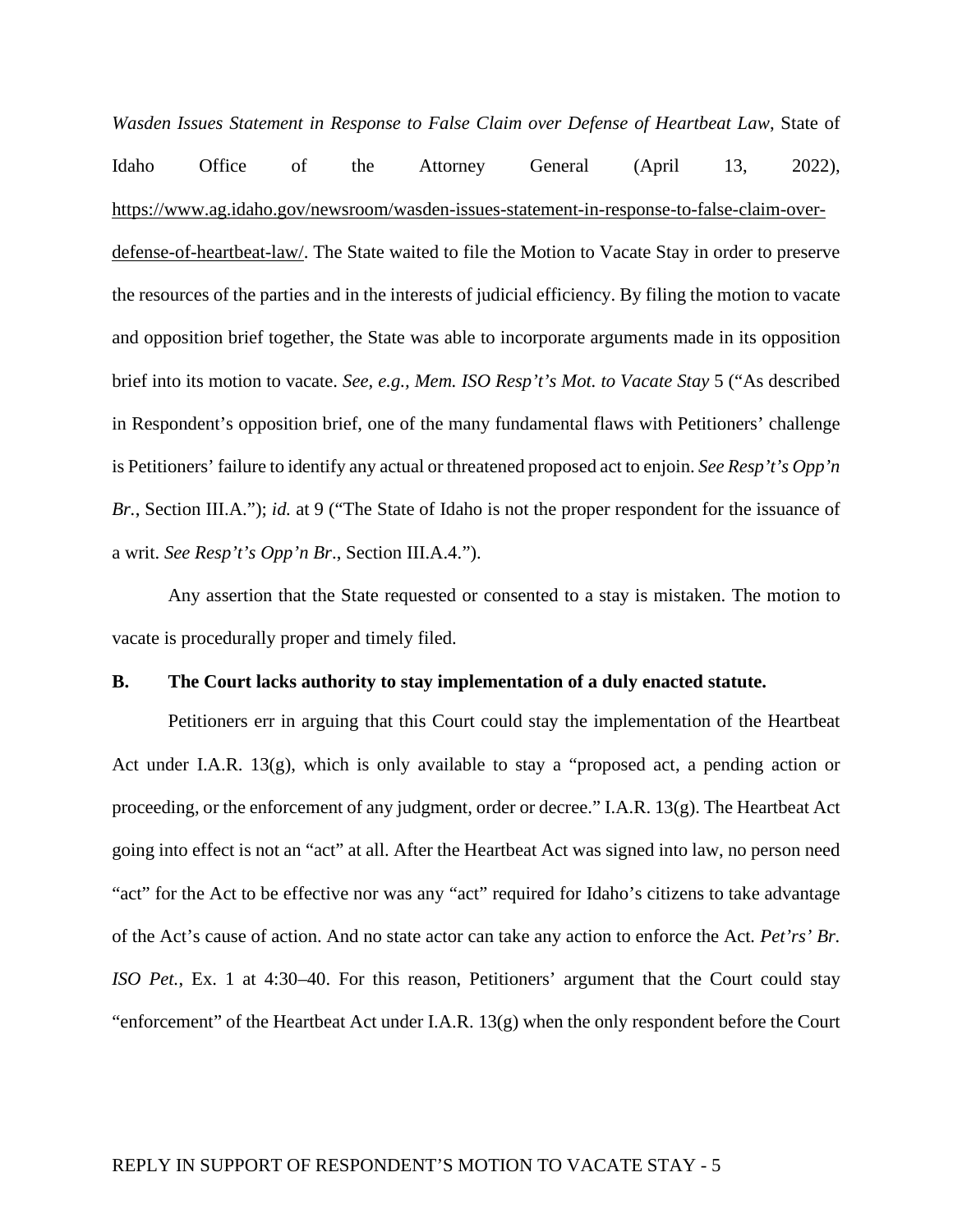*Wasden Issues Statement in Response to False Claim over Defense of Heartbeat Law*, State of Idaho Office of the Attorney General (April 13, 2022), https://www.ag.idaho.gov/newsroom/wasden-issues-statement-in-response-to-false-claim-over-defense-of-heartbeat-law/. The State waited to file the Motion to Vacate Stay in order to preserve the resources of the parties and in the interests of judicial efficiency. By filing the motion to vacate and opposition brief together, the State was able to incorporate arguments made in its opposition brief into its motion to vacate. *See, e.g.*, *Mem. ISO Resp't's Mot. to Vacate Stay* 5 ("As described in Respondent's opposition brief, one of the many fundamental flaws with Petitioners' challenge is Petitioners' failure to identify any actual or threatened proposed act to enjoin. *See Resp't's Opp'n Br.*, Section III.A."); *id.* at 9 ("The State of Idaho is not the proper respondent for the issuance of a writ. *See Resp't's Opp'n Br*., Section III.A.4.").

Any assertion that the State requested or consented to a stay is mistaken. The motion to vacate is procedurally proper and timely filed.

**B. The Court lacks authority to stay implementation of a duly enacted statute.**

Petitioners err in arguing that this Court could stay the implementation of the Heartbeat Act under I.A.R. 13(g), which is only available to stay a "proposed act, a pending action or proceeding, or the enforcement of any judgment, order or decree." I.A.R. 13(g). The Heartbeat Act going into effect is not an "act" at all. After the Heartbeat Act was signed into law, no person need "act" for the Act to be effective nor was any "act" required for Idaho's citizens to take advantage of the Act's cause of action. And no state actor can take any action to enforce the Act. *Pet'rs' Br. ISO Pet.*, Ex. 1 at 4:30–40. For this reason, Petitioners' argument that the Court could stay "enforcement" of the Heartbeat Act under I.A.R. 13(g) when the only respondent before the Court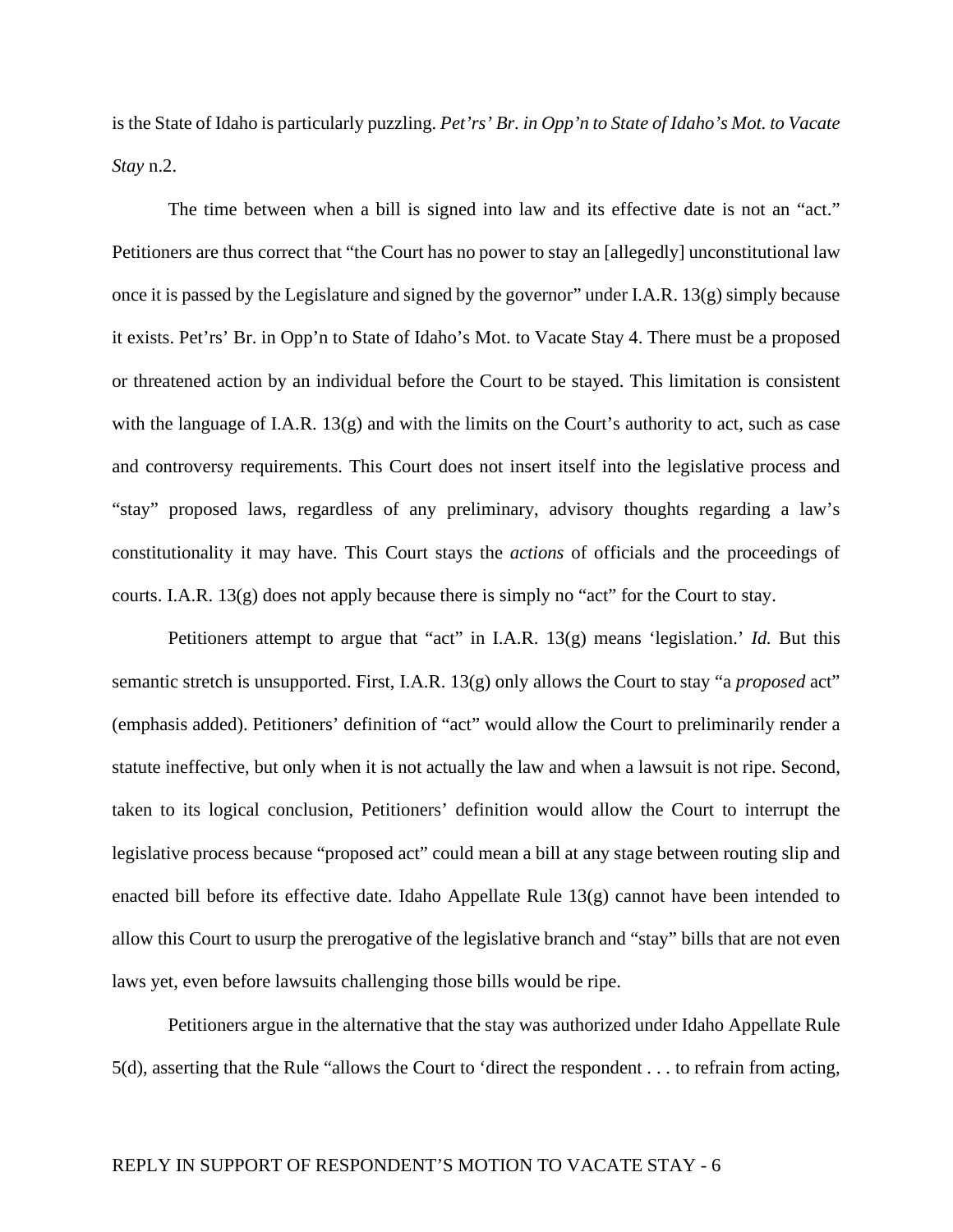is the State of Idaho is particularly puzzling. *Pet'rs' Br. in Opp'n to State of Idaho's Mot. to Vacate Stay* n.2.

The time between when a bill is signed into law and its effective date is not an "act." Petitioners are thus correct that "the Court has no power to stay an [allegedly] unconstitutional law once it is passed by the Legislature and signed by the governor" under I.A.R. 13(g) simply because it exists. Pet'rs' Br. in Opp'n to State of Idaho's Mot. to Vacate Stay 4. There must be a proposed or threatened action by an individual before the Court to be stayed. This limitation is consistent with the language of I.A.R. 13(g) and with the limits on the Court's authority to act, such as case and controversy requirements. This Court does not insert itself into the legislative process and "stay" proposed laws, regardless of any preliminary, advisory thoughts regarding a law's constitutionality it may have. This Court stays the *actions* of officials and the proceedings of courts. I.A.R. 13(g) does not apply because there is simply no "act" for the Court to stay.

Petitioners attempt to argue that "act" in I.A.R. 13(g) means 'legislation.' *Id.* But this semantic stretch is unsupported. First, I.A.R. 13(g) only allows the Court to stay "a *proposed* act" (emphasis added). Petitioners' definition of "act" would allow the Court to preliminarily render a statute ineffective, but only when it is not actually the law and when a lawsuit is not ripe. Second, taken to its logical conclusion, Petitioners' definition would allow the Court to interrupt the legislative process because "proposed act" could mean a bill at any stage between routing slip and enacted bill before its effective date. Idaho Appellate Rule 13(g) cannot have been intended to allow this Court to usurp the prerogative of the legislative branch and "stay" bills that are not even laws yet, even before lawsuits challenging those bills would be ripe.

Petitioners argue in the alternative that the stay was authorized under Idaho Appellate Rule 5(d), asserting that the Rule "allows the Court to 'direct the respondent . . . to refrain from acting,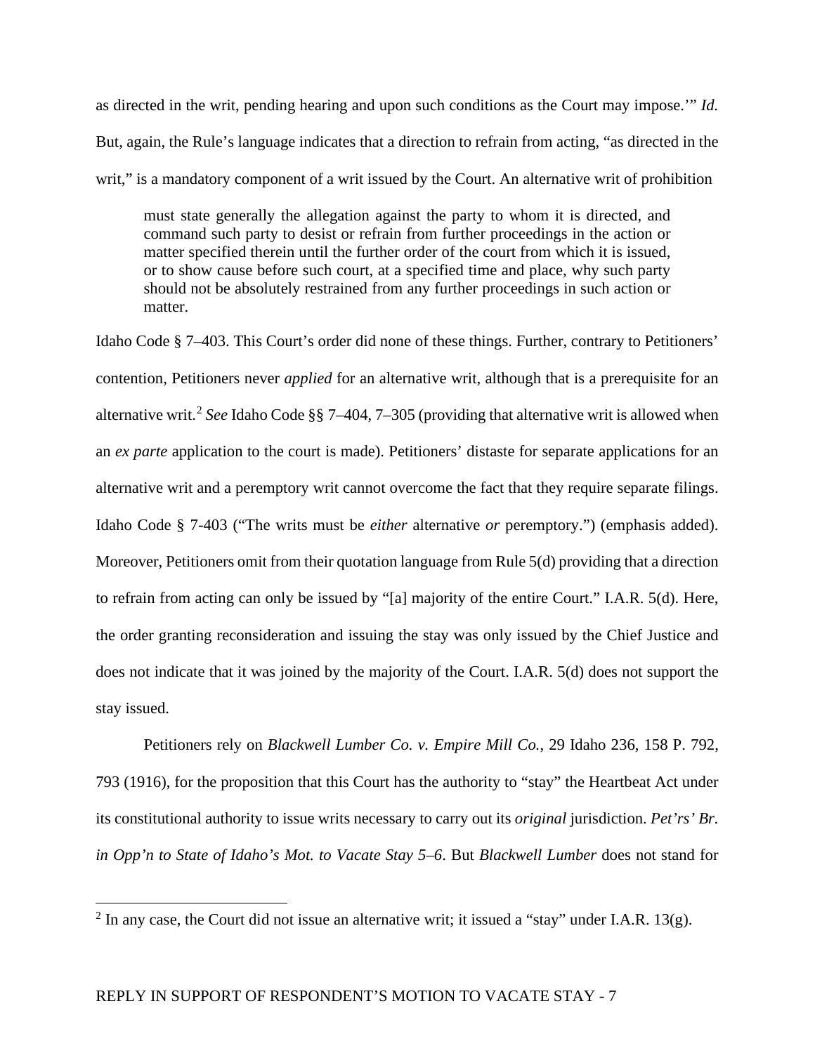as directed in the writ, pending hearing and upon such conditions as the Court may impose.'" *Id.* But, again, the Rule's language indicates that a direction to refrain from acting, "as directed in the writ," is a mandatory component of a writ issued by the Court. An alternative writ of prohibition

> must state generally the allegation against the party to whom it is directed, and command such party to desist or refrain from further proceedings in the action or matter specified therein until the further order of the court from which it is issued, or to show cause before such court, at a specified time and place, why such party should not be absolutely restrained from any further proceedings in such action or matter.

Idaho Code § 7–403. This Court's order did none of these things. Further, contrary to Petitioners' contention, Petitioners never *applied* for an alternative writ, although that is a prerequisite for an alternative writ.[2] *See* Idaho Code §§ 7–404, 7–305 (providing that alternative writ is allowed when an *ex parte* application to the court is made). Petitioners' distaste for separate applications for an alternative writ and a peremptory writ cannot overcome the fact that they require separate filings. Idaho Code § 7-403 ("The writs must be *either* alternative *or* peremptory.") (emphasis added). Moreover, Petitioners omit from their quotation language from Rule 5(d) providing that a direction to refrain from acting can only be issued by "[a] majority of the entire Court." I.A.R. 5(d). Here, the order granting reconsideration and issuing the stay was only issued by the Chief Justice and does not indicate that it was joined by the majority of the Court. I.A.R. 5(d) does not support the stay issued.

Petitioners rely on *Blackwell Lumber Co. v. Empire Mill Co.*, 29 Idaho 236, 158 P. 792, 793 (1916), for the proposition that this Court has the authority to "stay" the Heartbeat Act under its constitutional authority to issue writs necessary to carry out its *original* jurisdiction. *Pet'rs' Br. in Opp'n to State of Idaho's Mot. to Vacate Stay 5–6*. But *Blackwell Lumber* does not stand for

[2] In any case, the Court did not issue an alternative writ; it issued a "stay" under I.A.R. 13(g).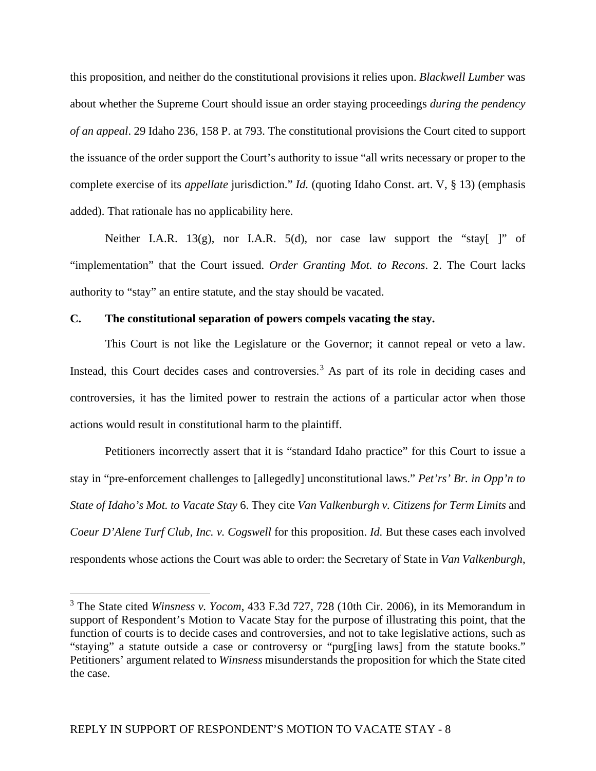this proposition, and neither do the constitutional provisions it relies upon. *Blackwell Lumber* was about whether the Supreme Court should issue an order staying proceedings *during the pendency of an appeal*. 29 Idaho 236, 158 P. at 793. The constitutional provisions the Court cited to support the issuance of the order support the Court's authority to issue "all writs necessary or proper to the complete exercise of its *appellate* jurisdiction." *Id.* (quoting Idaho Const. art. V, § 13) (emphasis added). That rationale has no applicability here.

Neither I.A.R. 13(g), nor I.A.R. 5(d), nor case law support the "stay[ ]" of "implementation" that the Court issued. *Order Granting Mot. to Recons*. 2. The Court lacks authority to "stay" an entire statute, and the stay should be vacated.

### C. The constitutional separation of powers compels vacating the stay.

This Court is not like the Legislature or the Governor; it cannot repeal or veto a law. Instead, this Court decides cases and controversies.[3] As part of its role in deciding cases and controversies, it has the limited power to restrain the actions of a particular actor when those actions would result in constitutional harm to the plaintiff.

Petitioners incorrectly assert that it is "standard Idaho practice" for this Court to issue a stay in "pre-enforcement challenges to [allegedly] unconstitutional laws." *Pet'rs' Br. in Opp'n to State of Idaho's Mot. to Vacate Stay* 6. They cite *Van Valkenburgh v. Citizens for Term Limits* and *Coeur D'Alene Turf Club, Inc. v. Cogswell* for this proposition. *Id.* But these cases each involved respondents whose actions the Court was able to order: the Secretary of State in *Van Valkenburgh*,

[3] The State cited *Winsness v. Yocom*, 433 F.3d 727, 728 (10th Cir. 2006), in its Memorandum in support of Respondent's Motion to Vacate Stay for the purpose of illustrating this point, that the function of courts is to decide cases and controversies, and not to take legislative actions, such as "staying" a statute outside a case or controversy or "purg[ing laws] from the statute books." Petitioners' argument related to *Winsness* misunderstands the proposition for which the State cited the case.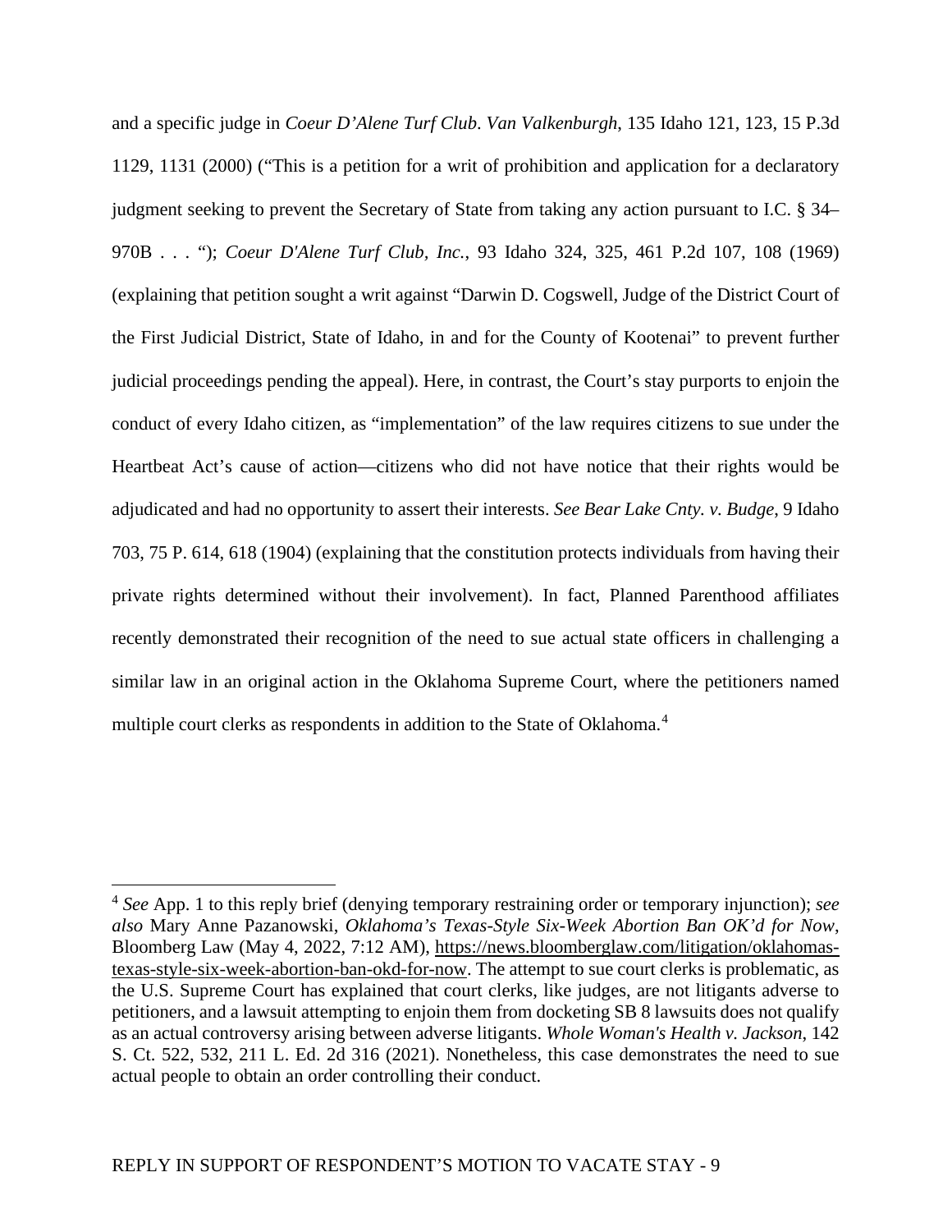and a specific judge in *Coeur D'Alene Turf Club. Van Valkenburgh*, 135 Idaho 121, 123, 15 P.3d 1129, 1131 (2000) ("This is a petition for a writ of prohibition and application for a declaratory judgment seeking to prevent the Secretary of State from taking any action pursuant to I.C. § 34–970B . . . "); *Coeur D'Alene Turf Club, Inc.*, 93 Idaho 324, 325, 461 P.2d 107, 108 (1969) (explaining that petition sought a writ against "Darwin D. Cogswell, Judge of the District Court of the First Judicial District, State of Idaho, in and for the County of Kootenai" to prevent further judicial proceedings pending the appeal). Here, in contrast, the Court's stay purports to enjoin the conduct of every Idaho citizen, as "implementation" of the law requires citizens to sue under the Heartbeat Act's cause of action—citizens who did not have notice that their rights would be adjudicated and had no opportunity to assert their interests. *See Bear Lake Cnty. v. Budge*, 9 Idaho 703, 75 P. 614, 618 (1904) (explaining that the constitution protects individuals from having their private rights determined without their involvement). In fact, Planned Parenthood affiliates recently demonstrated their recognition of the need to sue actual state officers in challenging a similar law in an original action in the Oklahoma Supreme Court, where the petitioners named multiple court clerks as respondents in addition to the State of Oklahoma.[4]

---

[4] *See* App. 1 to this reply brief (denying temporary restraining order or temporary injunction); *see also* Mary Anne Pazanowski, *Oklahoma's Texas-Style Six-Week Abortion Ban OK'd for Now*, Bloomberg Law (May 4, 2022, 7:12 AM), https://news.bloomberglaw.com/litigation/oklahomas-texas-style-six-week-abortion-ban-okd-for-now. The attempt to sue court clerks is problematic, as the U.S. Supreme Court has explained that court clerks, like judges, are not litigants adverse to petitioners, and a lawsuit attempting to enjoin them from docketing SB 8 lawsuits does not qualify as an actual controversy arising between adverse litigants. *Whole Woman's Health v. Jackson*, 142 S. Ct. 522, 532, 211 L. Ed. 2d 316 (2021). Nonetheless, this case demonstrates the need to sue actual people to obtain an order controlling their conduct.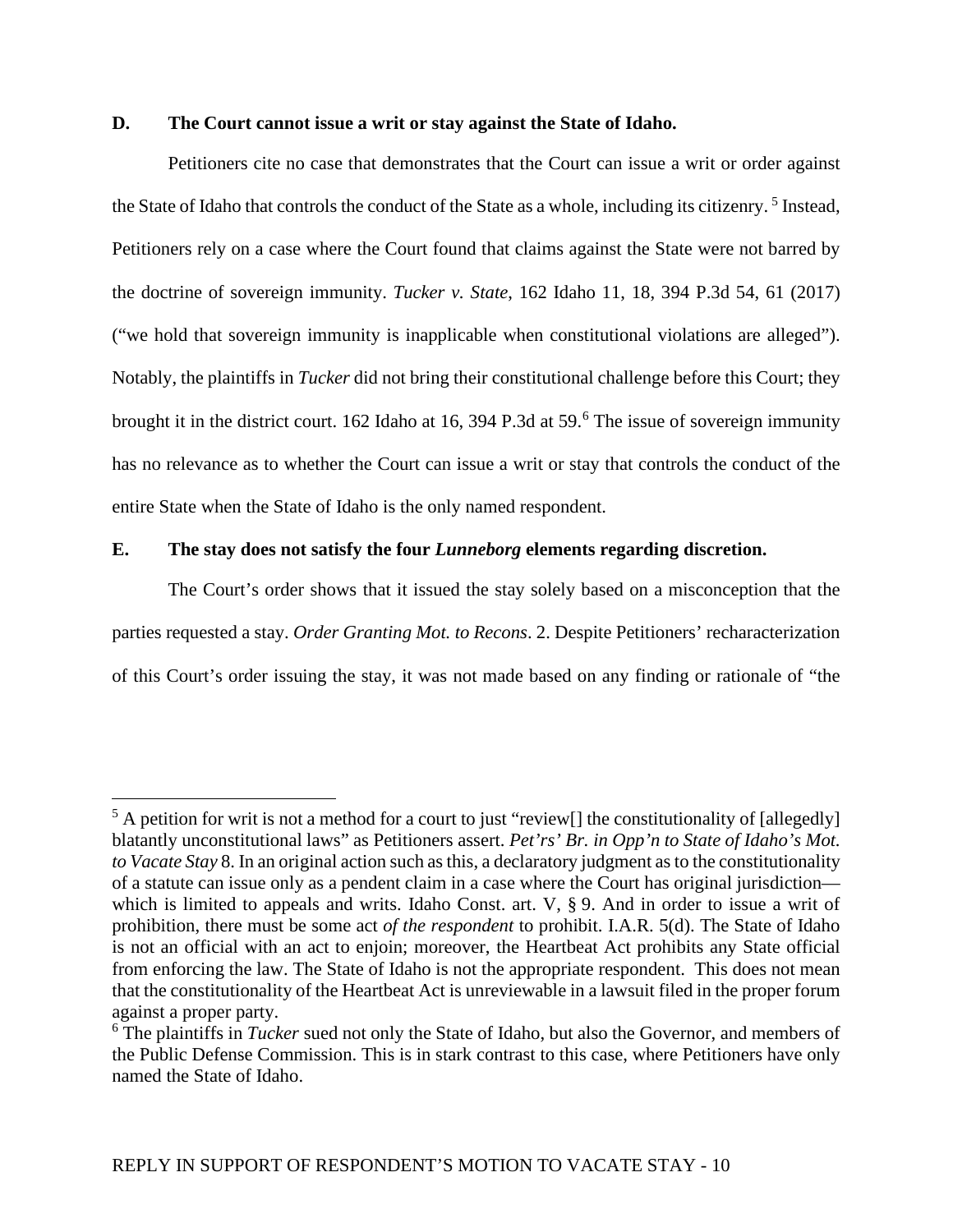### D. The Court cannot issue a writ or stay against the State of Idaho.

Petitioners cite no case that demonstrates that the Court can issue a writ or order against the State of Idaho that controls the conduct of the State as a whole, including its citizenry. [5] Instead, Petitioners rely on a case where the Court found that claims against the State were not barred by the doctrine of sovereign immunity. *Tucker v. State*, 162 Idaho 11, 18, 394 P.3d 54, 61 (2017) ("we hold that sovereign immunity is inapplicable when constitutional violations are alleged"). Notably, the plaintiffs in *Tucker* did not bring their constitutional challenge before this Court; they brought it in the district court. 162 Idaho at 16, 394 P.3d at 59.[6] The issue of sovereign immunity has no relevance as to whether the Court can issue a writ or stay that controls the conduct of the entire State when the State of Idaho is the only named respondent.

### E. The stay does not satisfy the four *Lunneborg* elements regarding discretion.

The Court's order shows that it issued the stay solely based on a misconception that the parties requested a stay. *Order Granting Mot. to Recons*. 2. Despite Petitioners' recharacterization of this Court's order issuing the stay, it was not made based on any finding or rationale of "the

---

[5] A petition for writ is not a method for a court to just "review[] the constitutionality of [allegedly] blatantly unconstitutional laws" as Petitioners assert. *Pet'rs' Br. in Opp'n to State of Idaho's Mot. to Vacate Stay* 8. In an original action such as this, a declaratory judgment as to the constitutionality of a statute can issue only as a pendent claim in a case where the Court has original jurisdiction—which is limited to appeals and writs. Idaho Const. art. V, § 9. And in order to issue a writ of prohibition, there must be some act *of the respondent* to prohibit. I.A.R. 5(d). The State of Idaho is not an official with an act to enjoin; moreover, the Heartbeat Act prohibits any State official from enforcing the law. The State of Idaho is not the appropriate respondent. This does not mean that the constitutionality of the Heartbeat Act is unreviewable in a lawsuit filed in the proper forum against a proper party.

[6] The plaintiffs in *Tucker* sued not only the State of Idaho, but also the Governor, and members of the Public Defense Commission. This is in stark contrast to this case, where Petitioners have only named the State of Idaho.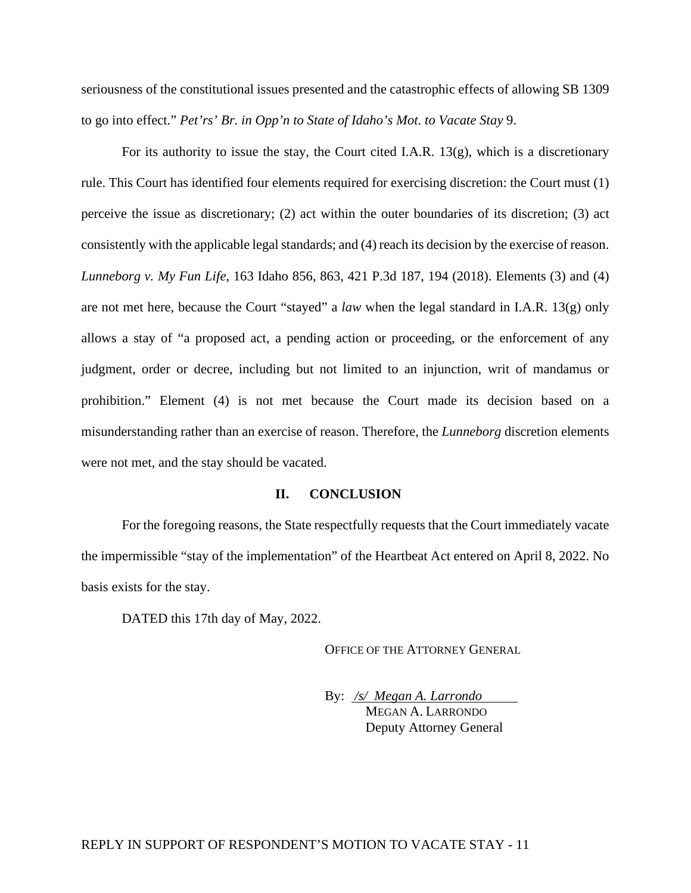seriousness of the constitutional issues presented and the catastrophic effects of allowing SB 1309 to go into effect." *Pet'rs' Br. in Opp'n to State of Idaho's Mot. to Vacate Stay* 9.

For its authority to issue the stay, the Court cited I.A.R. 13(g), which is a discretionary rule. This Court has identified four elements required for exercising discretion: the Court must (1) perceive the issue as discretionary; (2) act within the outer boundaries of its discretion; (3) act consistently with the applicable legal standards; and (4) reach its decision by the exercise of reason. *Lunneborg v. My Fun Life*, 163 Idaho 856, 863, 421 P.3d 187, 194 (2018). Elements (3) and (4) are not met here, because the Court "stayed" a *law* when the legal standard in I.A.R. 13(g) only allows a stay of "a proposed act, a pending action or proceeding, or the enforcement of any judgment, order or decree, including but not limited to an injunction, writ of mandamus or prohibition." Element (4) is not met because the Court made its decision based on a misunderstanding rather than an exercise of reason. Therefore, the *Lunneborg* discretion elements were not met, and the stay should be vacated.

## II. CONCLUSION

For the foregoing reasons, the State respectfully requests that the Court immediately vacate the impermissible "stay of the implementation" of the Heartbeat Act entered on April 8, 2022. No basis exists for the stay.

DATED this 17th day of May, 2022.

OFFICE OF THE ATTORNEY GENERAL

By: */s/ Megan A. Larrondo*
MEGAN A. LARRONDO
Deputy Attorney General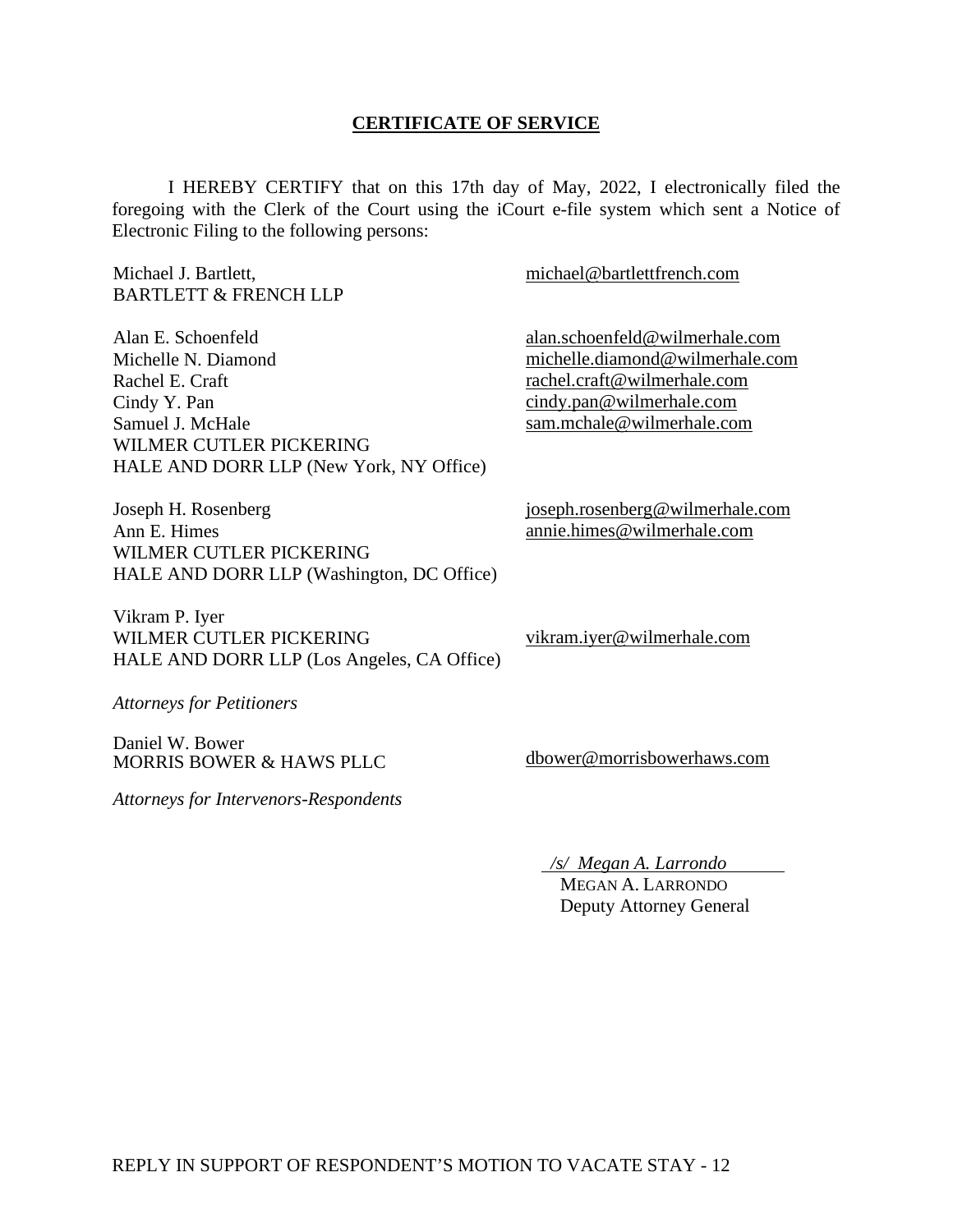## **CERTIFICATE OF SERVICE**

I HEREBY CERTIFY that on this 17th day of May, 2022, I electronically filed the foregoing with the Clerk of the Court using the iCourt e-file system which sent a Notice of Electronic Filing to the following persons:

Michael J. Bartlett,
BARTLETT & FRENCH LLP
michael@bartlettfrench.com

Alan E. Schoenfeld — alan.schoenfeld@wilmerhale.com
Michelle N. Diamond — michelle.diamond@wilmerhale.com
Rachel E. Craft — rachel.craft@wilmerhale.com
Cindy Y. Pan — cindy.pan@wilmerhale.com
Samuel J. McHale — sam.mchale@wilmerhale.com
WILMER CUTLER PICKERING
HALE AND DORR LLP (New York, NY Office)

Joseph H. Rosenberg — joseph.rosenberg@wilmerhale.com
Ann E. Himes — annie.himes@wilmerhale.com
WILMER CUTLER PICKERING
HALE AND DORR LLP (Washington, DC Office)

Vikram P. Iyer
WILMER CUTLER PICKERING
HALE AND DORR LLP (Los Angeles, CA Office)
vikram.iyer@wilmerhale.com

*Attorneys for Petitioners*

Daniel W. Bower
MORRIS BOWER & HAWS PLLC
dbower@morrisbowerhaws.com

*Attorneys for Intervenors-Respondents*

*/s/ Megan A. Larrondo*
MEGAN A. LARRONDO
Deputy Attorney General

REPLY IN SUPPORT OF RESPONDENT'S MOTION TO VACATE STAY - 12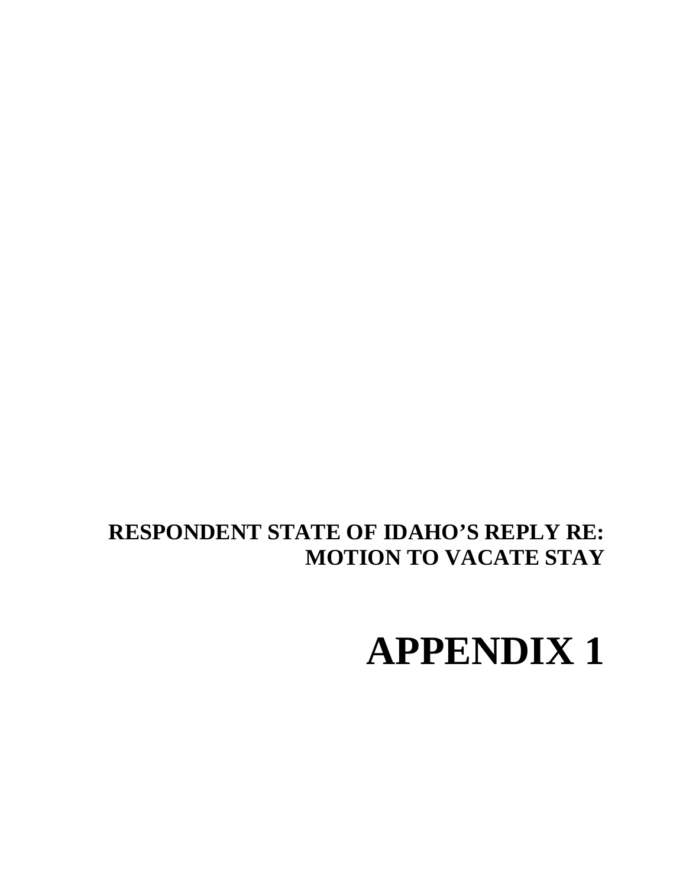**RESPONDENT STATE OF IDAHO'S REPLY RE: MOTION TO VACATE STAY**

# APPENDIX 1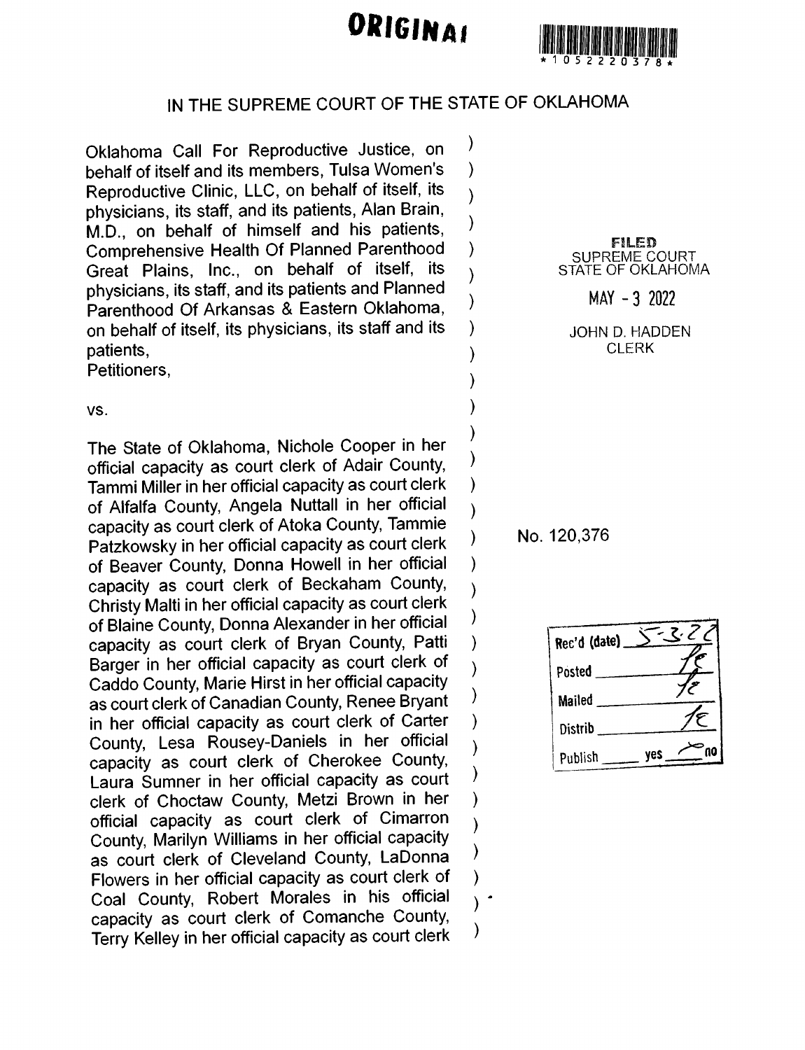**ORIGINAL**

\*1052220378\*

# IN THE SUPREME COURT OF THE STATE OF OKLAHOMA

Oklahoma Call For Reproductive Justice, on behalf of itself and its members, Tulsa Women's Reproductive Clinic, LLC, on behalf of itself, its physicians, its staff, and its patients, Alan Brain, M.D., on behalf of himself and his patients, Comprehensive Health Of Planned Parenthood Great Plains, Inc., on behalf of itself, its physicians, its staff, and its patients and Planned Parenthood Of Arkansas & Eastern Oklahoma, on behalf of itself, its physicians, its staff and its patients,
Petitioners,

vs.

The State of Oklahoma, Nichole Cooper in her official capacity as court clerk of Adair County, Tammi Miller in her official capacity as court clerk of Alfalfa County, Angela Nuttall in her official capacity as court clerk of Atoka County, Tammie Patzkowsky in her official capacity as court clerk of Beaver County, Donna Howell in her official capacity as court clerk of Beckaham County, Christy Malti in her official capacity as court clerk of Blaine County, Donna Alexander in her official capacity as court clerk of Bryan County, Patti Barger in her official capacity as court clerk of Caddo County, Marie Hirst in her official capacity as court clerk of Canadian County, Renee Bryant in her official capacity as court clerk of Carter County, Lesa Rousey-Daniels in her official capacity as court clerk of Cherokee County, Laura Sumner in her official capacity as court clerk of Choctaw County, Metzi Brown in her official capacity as court clerk of Cimarron County, Marilyn Williams in her official capacity as court clerk of Cleveland County, LaDonna Flowers in her official capacity as court clerk of Coal County, Robert Morales in his official capacity as court clerk of Comanche County, Terry Kelley in her official capacity as court clerk

FILED
SUPREME COURT
STATE OF OKLAHOMA

MAY - 3 2022

JOHN D. HADDEN
CLERK

No. 120,376

Rec'd (date) 5-3-22
Posted
Mailed
Distrib
Publish ____ yes ____ no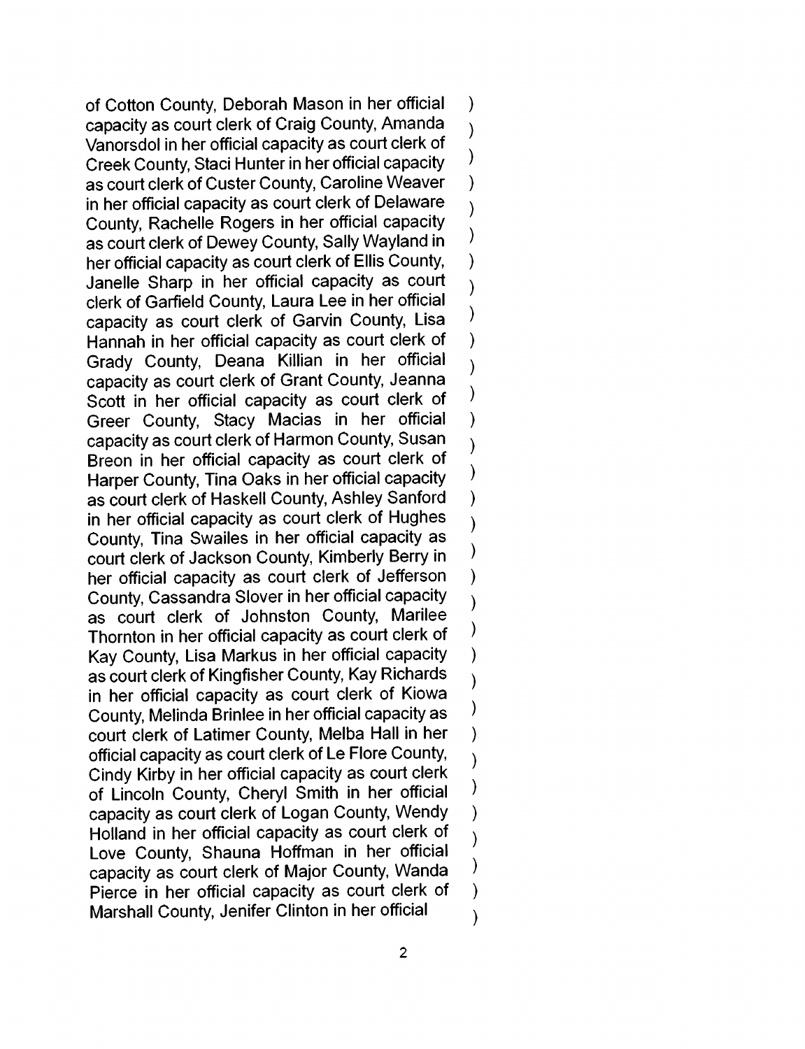of Cotton County, Deborah Mason in her official capacity as court clerk of Craig County, Amanda Vanorsdol in her official capacity as court clerk of Creek County, Staci Hunter in her official capacity as court clerk of Custer County, Caroline Weaver in her official capacity as court clerk of Delaware County, Rachelle Rogers in her official capacity as court clerk of Dewey County, Sally Wayland in her official capacity as court clerk of Ellis County, Janelle Sharp in her official capacity as court clerk of Garfield County, Laura Lee in her official capacity as court clerk of Garvin County, Lisa Hannah in her official capacity as court clerk of Grady County, Deana Killian in her official capacity as court clerk of Grant County, Jeanna Scott in her official capacity as court clerk of Greer County, Stacy Macias in her official capacity as court clerk of Harmon County, Susan Breon in her official capacity as court clerk of Harper County, Tina Oaks in her official capacity as court clerk of Haskell County, Ashley Sanford in her official capacity as court clerk of Hughes County, Tina Swailes in her official capacity as court clerk of Jackson County, Kimberly Berry in her official capacity as court clerk of Jefferson County, Cassandra Slover in her official capacity as court clerk of Johnston County, Marilee Thornton in her official capacity as court clerk of Kay County, Lisa Markus in her official capacity as court clerk of Kingfisher County, Kay Richards in her official capacity as court clerk of Kiowa County, Melinda Brinlee in her official capacity as court clerk of Latimer County, Melba Hall in her official capacity as court clerk of Le Flore County, Cindy Kirby in her official capacity as court clerk of Lincoln County, Cheryl Smith in her official capacity as court clerk of Logan County, Wendy Holland in her official capacity as court clerk of Love County, Shauna Hoffman in her official capacity as court clerk of Major County, Wanda Pierce in her official capacity as court clerk of Marshall County, Jenifer Clinton in her official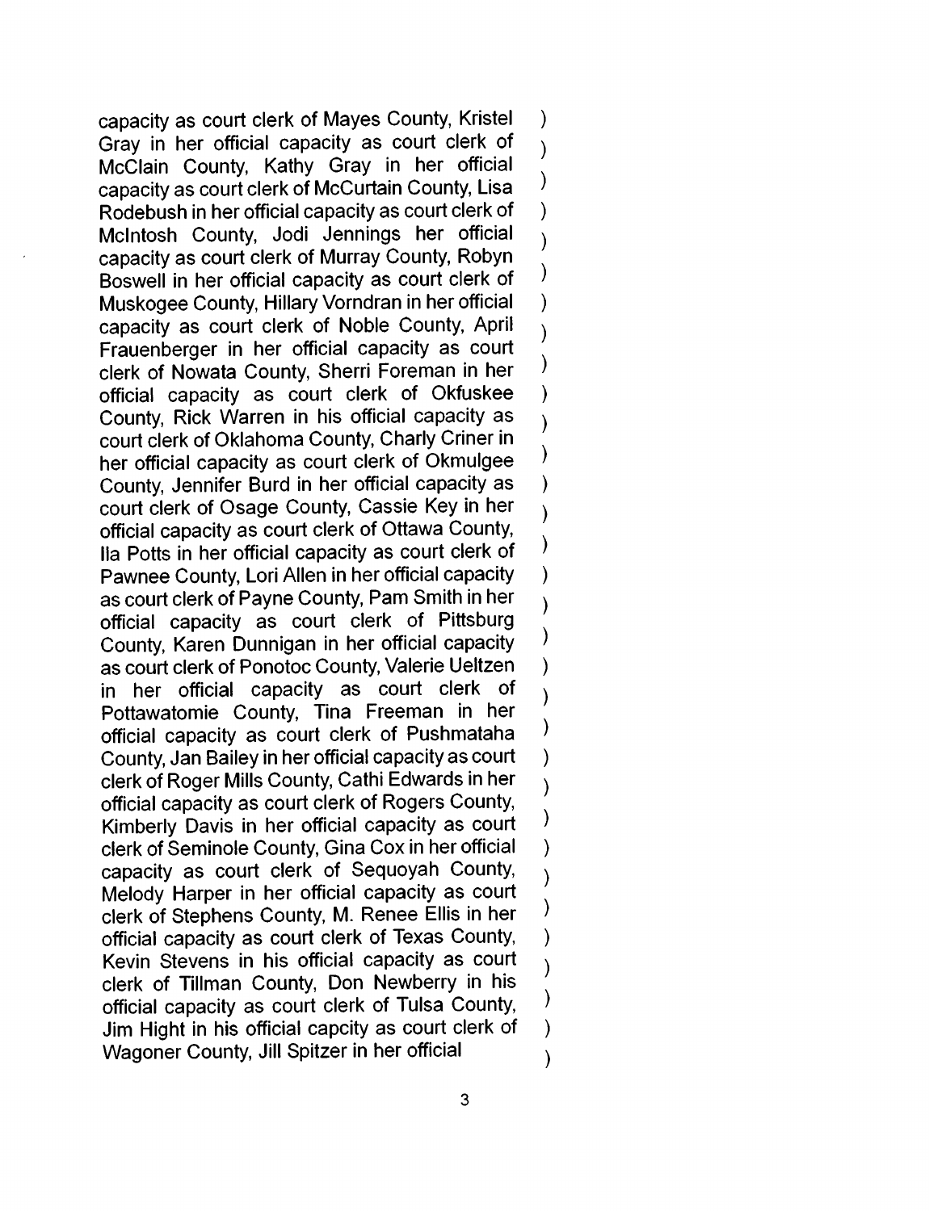capacity as court clerk of Mayes County, Kristel Gray in her official capacity as court clerk of McClain County, Kathy Gray in her official capacity as court clerk of McCurtain County, Lisa Rodebush in her official capacity as court clerk of McIntosh County, Jodi Jennings her official capacity as court clerk of Murray County, Robyn Boswell in her official capacity as court clerk of Muskogee County, Hillary Vorndran in her official capacity as court clerk of Noble County, April Frauenberger in her official capacity as court clerk of Nowata County, Sherri Foreman in her official capacity as court clerk of Okfuskee County, Rick Warren in his official capacity as court clerk of Oklahoma County, Charly Criner in her official capacity as court clerk of Okmulgee County, Jennifer Burd in her official capacity as court clerk of Osage County, Cassie Key in her official capacity as court clerk of Ottawa County, Ila Potts in her official capacity as court clerk of Pawnee County, Lori Allen in her official capacity as court clerk of Payne County, Pam Smith in her official capacity as court clerk of Pittsburg County, Karen Dunnigan in her official capacity as court clerk of Ponotoc County, Valerie Ueltzen in her official capacity as court clerk of Pottawatomie County, Tina Freeman in her official capacity as court clerk of Pushmataha County, Jan Bailey in her official capacity as court clerk of Roger Mills County, Cathi Edwards in her official capacity as court clerk of Rogers County, Kimberly Davis in her official capacity as court clerk of Seminole County, Gina Cox in her official capacity as court clerk of Sequoyah County, Melody Harper in her official capacity as court clerk of Stephens County, M. Renee Ellis in her official capacity as court clerk of Texas County, Kevin Stevens in his official capacity as court clerk of Tillman County, Don Newberry in his official capacity as court clerk of Tulsa County, Jim Hight in his official capcity as court clerk of Wagoner County, Jill Spitzer in her official )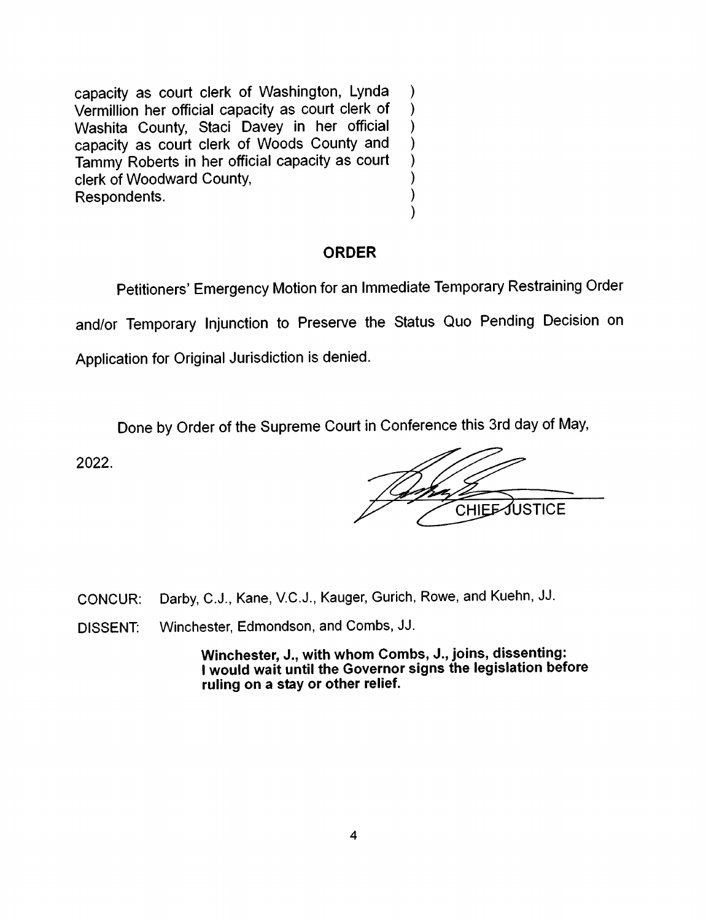capacity as court clerk of Washington, Lynda Vermillion her official capacity as court clerk of Washita County, Staci Davey in her official capacity as court clerk of Woods County and Tammy Roberts in her official capacity as court clerk of Woodward County,
Respondents.

## ORDER

Petitioners' Emergency Motion for an Immediate Temporary Restraining Order and/or Temporary Injunction to Preserve the Status Quo Pending Decision on Application for Original Jurisdiction is denied.

Done by Order of the Supreme Court in Conference this 3rd day of May, 2022.

CHIEF JUSTICE

CONCUR: Darby, C.J., Kane, V.C.J., Kauger, Gurich, Rowe, and Kuehn, JJ.

DISSENT: Winchester, Edmondson, and Combs, JJ.

**Winchester, J., with whom Combs, J., joins, dissenting: I would wait until the Governor signs the legislation before ruling on a stay or other relief.**